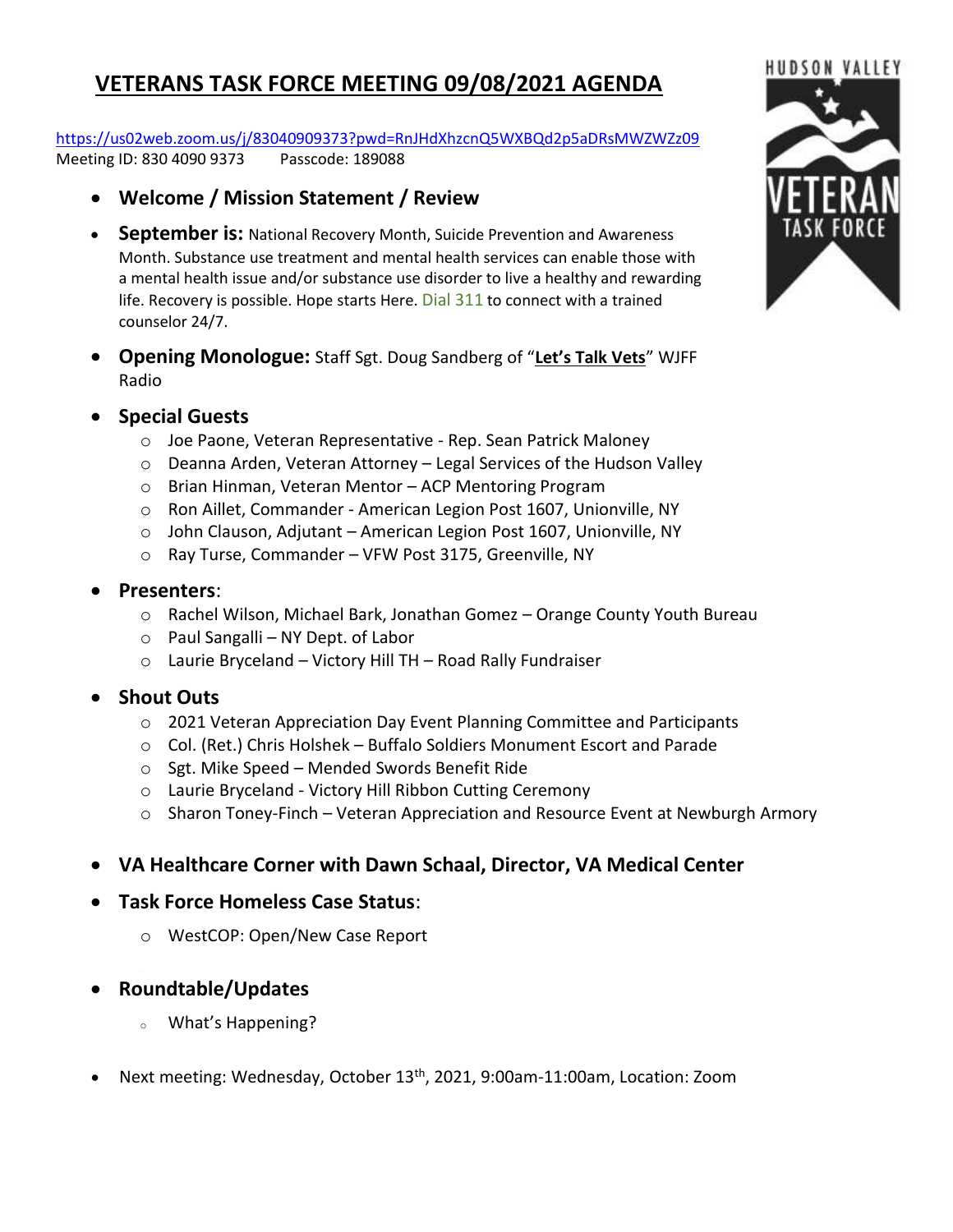# VETERANS TASK FORCE MEETING 09/08/2021 AGENDA

https://us02web.zoom.us/j/83040909373?pwd=RnJHdXhzcnQ5WXBQd2p5aDRsMWZWZz09
Meeting ID: 830 4090 9373 Passcode: 189088

- **Welcome / Mission Statement / Review**
- **September is:** National Recovery Month, Suicide Prevention and Awareness Month. Substance use treatment and mental health services can enable those with a mental health issue and/or substance use disorder to live a healthy and rewarding life. Recovery is possible. Hope starts Here. Dial 311 to connect with a trained counselor 24/7.
- **Opening Monologue:** Staff Sgt. Doug Sandberg of "**Let's Talk Vets**" WJFF Radio
- **Special Guests**
  - Joe Paone, Veteran Representative - Rep. Sean Patrick Maloney
  - Deanna Arden, Veteran Attorney – Legal Services of the Hudson Valley
  - Brian Hinman, Veteran Mentor – ACP Mentoring Program
  - Ron Aillet, Commander - American Legion Post 1607, Unionville, NY
  - John Clauson, Adjutant – American Legion Post 1607, Unionville, NY
  - Ray Turse, Commander – VFW Post 3175, Greenville, NY
- **Presenters**:
  - Rachel Wilson, Michael Bark, Jonathan Gomez – Orange County Youth Bureau
  - Paul Sangalli – NY Dept. of Labor
  - Laurie Bryceland – Victory Hill TH – Road Rally Fundraiser
- **Shout Outs**
  - 2021 Veteran Appreciation Day Event Planning Committee and Participants
  - Col. (Ret.) Chris Holshek – Buffalo Soldiers Monument Escort and Parade
  - Sgt. Mike Speed – Mended Swords Benefit Ride
  - Laurie Bryceland - Victory Hill Ribbon Cutting Ceremony
  - Sharon Toney-Finch – Veteran Appreciation and Resource Event at Newburgh Armory
- **VA Healthcare Corner with Dawn Schaal, Director, VA Medical Center**
- **Task Force Homeless Case Status**:
  - WestCOP: Open/New Case Report
- **Roundtable/Updates**
  - What's Happening?
- Next meeting: Wednesday, October 13th, 2021, 9:00am-11:00am, Location: Zoom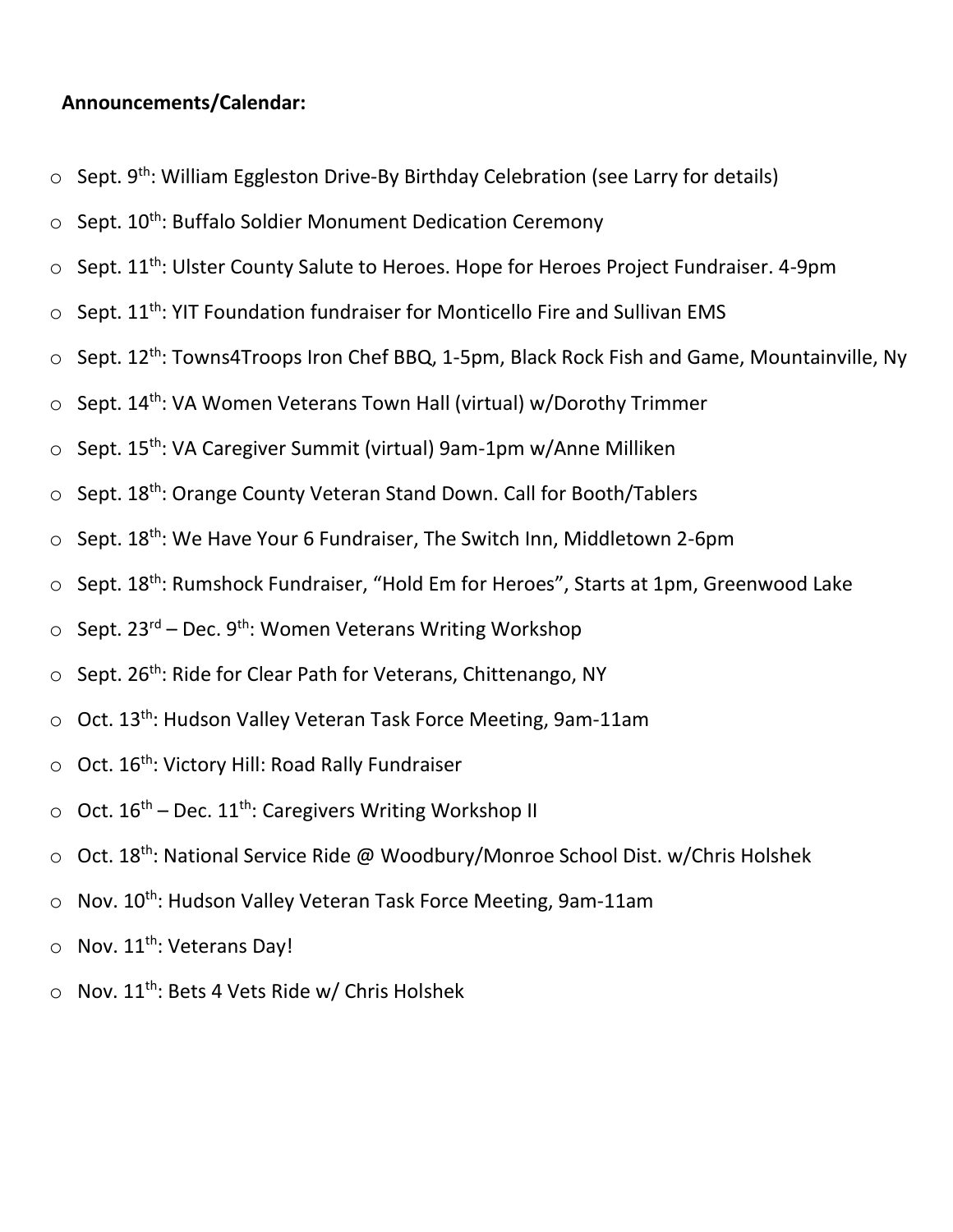**Announcements/Calendar:**

- Sept. 9th: William Eggleston Drive-By Birthday Celebration (see Larry for details)
- Sept. 10th: Buffalo Soldier Monument Dedication Ceremony
- Sept. 11th: Ulster County Salute to Heroes. Hope for Heroes Project Fundraiser. 4-9pm
- Sept. 11th: YIT Foundation fundraiser for Monticello Fire and Sullivan EMS
- Sept. 12th: Towns4Troops Iron Chef BBQ, 1-5pm, Black Rock Fish and Game, Mountainville, Ny
- Sept. 14th: VA Women Veterans Town Hall (virtual) w/Dorothy Trimmer
- Sept. 15th: VA Caregiver Summit (virtual) 9am-1pm w/Anne Milliken
- Sept. 18th: Orange County Veteran Stand Down. Call for Booth/Tablers
- Sept. 18th: We Have Your 6 Fundraiser, The Switch Inn, Middletown 2-6pm
- Sept. 18th: Rumshock Fundraiser, "Hold Em for Heroes", Starts at 1pm, Greenwood Lake
- Sept. 23rd – Dec. 9th: Women Veterans Writing Workshop
- Sept. 26th: Ride for Clear Path for Veterans, Chittenango, NY
- Oct. 13th: Hudson Valley Veteran Task Force Meeting, 9am-11am
- Oct. 16th: Victory Hill: Road Rally Fundraiser
- Oct. 16th – Dec. 11th: Caregivers Writing Workshop II
- Oct. 18th: National Service Ride @ Woodbury/Monroe School Dist. w/Chris Holshek
- Nov. 10th: Hudson Valley Veteran Task Force Meeting, 9am-11am
- Nov. 11th: Veterans Day!
- Nov. 11th: Bets 4 Vets Ride w/ Chris Holshek